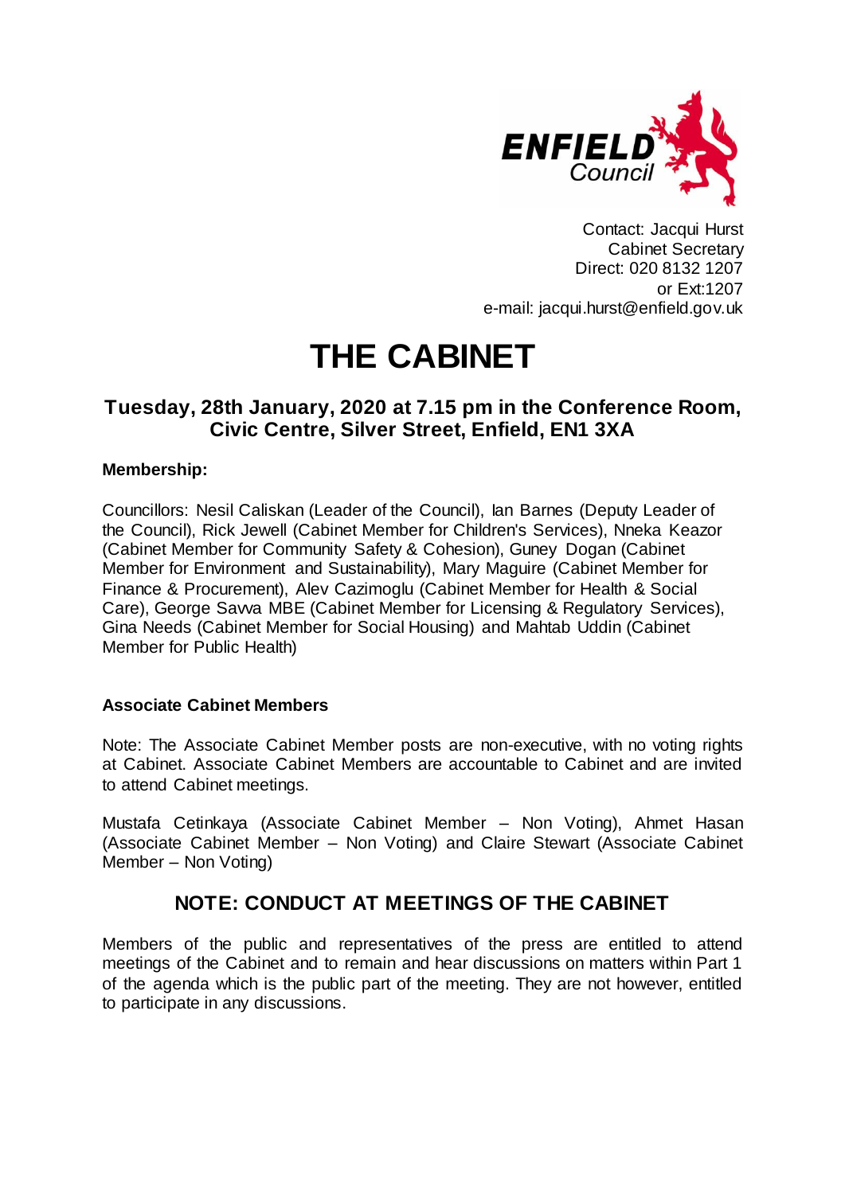ENFIELD Council

Contact: Jacqui Hurst
Cabinet Secretary
Direct: 020 8132 1207
or Ext:1207
e-mail: jacqui.hurst@enfield.gov.uk

# THE CABINET

## Tuesday, 28th January, 2020 at 7.15 pm in the Conference Room, Civic Centre, Silver Street, Enfield, EN1 3XA

**Membership:**

Councillors: Nesil Caliskan (Leader of the Council), Ian Barnes (Deputy Leader of the Council), Rick Jewell (Cabinet Member for Children's Services), Nneka Keazor (Cabinet Member for Community Safety & Cohesion), Guney Dogan (Cabinet Member for Environment and Sustainability), Mary Maguire (Cabinet Member for Finance & Procurement), Alev Cazimoglu (Cabinet Member for Health & Social Care), George Savva MBE (Cabinet Member for Licensing & Regulatory Services), Gina Needs (Cabinet Member for Social Housing) and Mahtab Uddin (Cabinet Member for Public Health)

**Associate Cabinet Members**

Note: The Associate Cabinet Member posts are non-executive, with no voting rights at Cabinet. Associate Cabinet Members are accountable to Cabinet and are invited to attend Cabinet meetings.

Mustafa Cetinkaya (Associate Cabinet Member – Non Voting), Ahmet Hasan (Associate Cabinet Member – Non Voting) and Claire Stewart (Associate Cabinet Member – Non Voting)

## NOTE: CONDUCT AT MEETINGS OF THE CABINET

Members of the public and representatives of the press are entitled to attend meetings of the Cabinet and to remain and hear discussions on matters within Part 1 of the agenda which is the public part of the meeting. They are not however, entitled to participate in any discussions.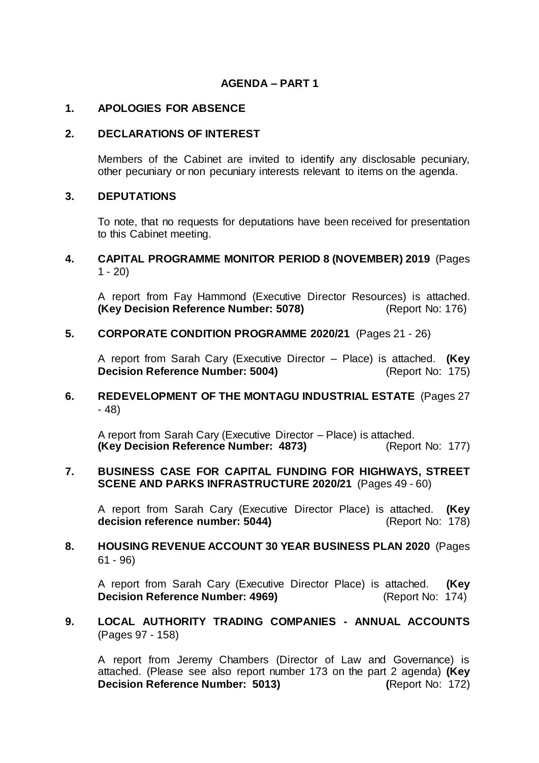# AGENDA – PART 1

## 1. APOLOGIES FOR ABSENCE

## 2. DECLARATIONS OF INTEREST

Members of the Cabinet are invited to identify any disclosable pecuniary, other pecuniary or non pecuniary interests relevant to items on the agenda.

## 3. DEPUTATIONS

To note, that no requests for deputations have been received for presentation to this Cabinet meeting.

## 4. CAPITAL PROGRAMME MONITOR PERIOD 8 (NOVEMBER) 2019 (Pages 1 - 20)

A report from Fay Hammond (Executive Director Resources) is attached. **(Key Decision Reference Number: 5078)** (Report No: 176)

## 5. CORPORATE CONDITION PROGRAMME 2020/21 (Pages 21 - 26)

A report from Sarah Cary (Executive Director – Place) is attached. **(Key Decision Reference Number: 5004)** (Report No: 175)

## 6. REDEVELOPMENT OF THE MONTAGU INDUSTRIAL ESTATE (Pages 27 - 48)

A report from Sarah Cary (Executive Director – Place) is attached. **(Key Decision Reference Number: 4873)** (Report No: 177)

## 7. BUSINESS CASE FOR CAPITAL FUNDING FOR HIGHWAYS, STREET SCENE AND PARKS INFRASTRUCTURE 2020/21 (Pages 49 - 60)

A report from Sarah Cary (Executive Director Place) is attached. **(Key decision reference number: 5044)** (Report No: 178)

## 8. HOUSING REVENUE ACCOUNT 30 YEAR BUSINESS PLAN 2020 (Pages 61 - 96)

A report from Sarah Cary (Executive Director Place) is attached. **(Key Decision Reference Number: 4969)** (Report No: 174)

## 9. LOCAL AUTHORITY TRADING COMPANIES - ANNUAL ACCOUNTS (Pages 97 - 158)

A report from Jeremy Chambers (Director of Law and Governance) is attached. (Please see also report number 173 on the part 2 agenda) **(Key Decision Reference Number: 5013)** **(**Report No: 172)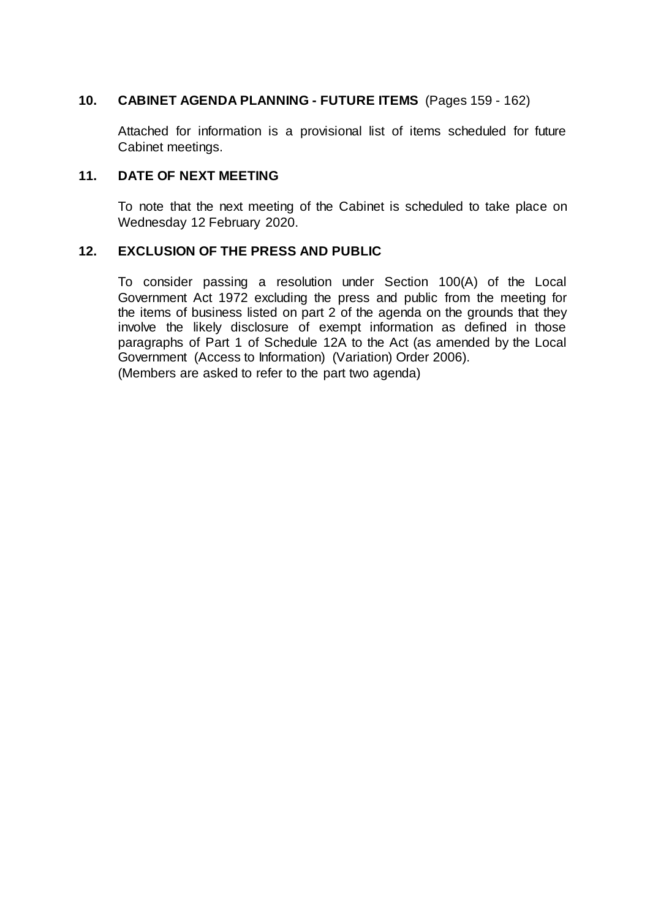## 10. CABINET AGENDA PLANNING - FUTURE ITEMS (Pages 159 - 162)

Attached for information is a provisional list of items scheduled for future Cabinet meetings.

## 11. DATE OF NEXT MEETING

To note that the next meeting of the Cabinet is scheduled to take place on Wednesday 12 February 2020.

## 12. EXCLUSION OF THE PRESS AND PUBLIC

To consider passing a resolution under Section 100(A) of the Local Government Act 1972 excluding the press and public from the meeting for the items of business listed on part 2 of the agenda on the grounds that they involve the likely disclosure of exempt information as defined in those paragraphs of Part 1 of Schedule 12A to the Act (as amended by the Local Government (Access to Information) (Variation) Order 2006).
(Members are asked to refer to the part two agenda)